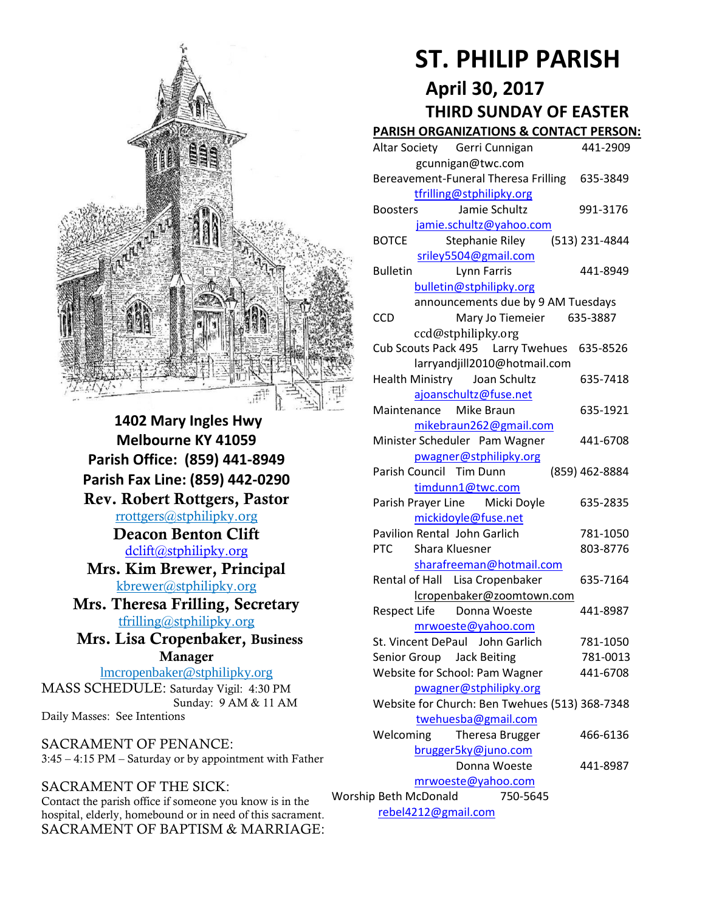# ST. PHILIP PARISH

## April 30, 2017

## THIRD SUNDAY OF EASTER

**1402 Mary Ingles Hwy**
**Melbourne KY 41059**
**Parish Office: (859) 441-8949**
**Parish Fax Line: (859) 442-0290**

**Rev. Robert Rottgers, Pastor**
rrottgers@stphilipky.org

**Deacon Benton Clift**
dclift@stphilipky.org

**Mrs. Kim Brewer, Principal**
kbrewer@stphilipky.org

**Mrs. Theresa Frilling, Secretary**
tfrilling@stphilipky.org

**Mrs. Lisa Cropenbaker, Business Manager**
lmcropenbaker@stphilipky.org

MASS SCHEDULE: Saturday Vigil: 4:30 PM
Sunday: 9 AM & 11 AM
Daily Masses: See Intentions

SACRAMENT OF PENANCE:
3:45 – 4:15 PM – Saturday or by appointment with Father

SACRAMENT OF THE SICK:
Contact the parish office if someone you know is in the hospital, elderly, homebound or in need of this sacrament.

SACRAMENT OF BAPTISM & MARRIAGE:

### PARISH ORGANIZATIONS & CONTACT PERSON:

| Organization | Contact | Phone |
|---|---|---|
| Altar Society | Gerri Cunnigan (gcunnigan@twc.com) | 441-2909 |
| Bereavement-Funeral | Theresa Frilling (tfrilling@stphilipky.org) | 635-3849 |
| Boosters | Jamie Schultz (jamie.schultz@yahoo.com) | 991-3176 |
| BOTCE | Stephanie Riley (sriley5504@gmail.com) | (513) 231-4844 |
| Bulletin | Lynn Farris (bulletin@stphilipky.org) announcements due by 9 AM Tuesdays | 441-8949 |
| CCD | Mary Jo Tiemeier (ccd@stphilipky.org) | 635-3887 |
| Cub Scouts Pack 495 | Larry Twehues (larryandjill2010@hotmail.com) | 635-8526 |
| Health Ministry | Joan Schultz (ajoanschultz@fuse.net) | 635-7418 |
| Maintenance | Mike Braun (mikebraun262@gmail.com) | 635-1921 |
| Minister Scheduler | Pam Wagner (pwagner@stphilipky.org) | 441-6708 |
| Parish Council | Tim Dunn (timdunn1@twc.com) | (859) 462-8884 |
| Parish Prayer Line | Micki Doyle (mickidoyle@fuse.net) | 635-2835 |
| Pavilion Rental | John Garlich | 781-1050 |
| PTC | Shara Kluesner (sharafreeman@hotmail.com) | 803-8776 |
| Rental of Hall | Lisa Cropenbaker (lcropenbaker@zoomtown.com) | 635-7164 |
| Respect Life | Donna Woeste (mrwoeste@yahoo.com) | 441-8987 |
| St. Vincent DePaul | John Garlich | 781-1050 |
| Senior Group | Jack Beiting | 781-0013 |
| Website for School | Pam Wagner (pwagner@stphilipky.org) | 441-6708 |
| Website for Church | Ben Twehues (twehuesba@gmail.com) | (513) 368-7348 |
| Welcoming | Theresa Brugger (brugger5ky@juno.com) | 466-6136 |
| | Donna Woeste (mrwoeste@yahoo.com) | 441-8987 |
| Worship | Beth McDonald (rebel4212@gmail.com) | 750-5645 |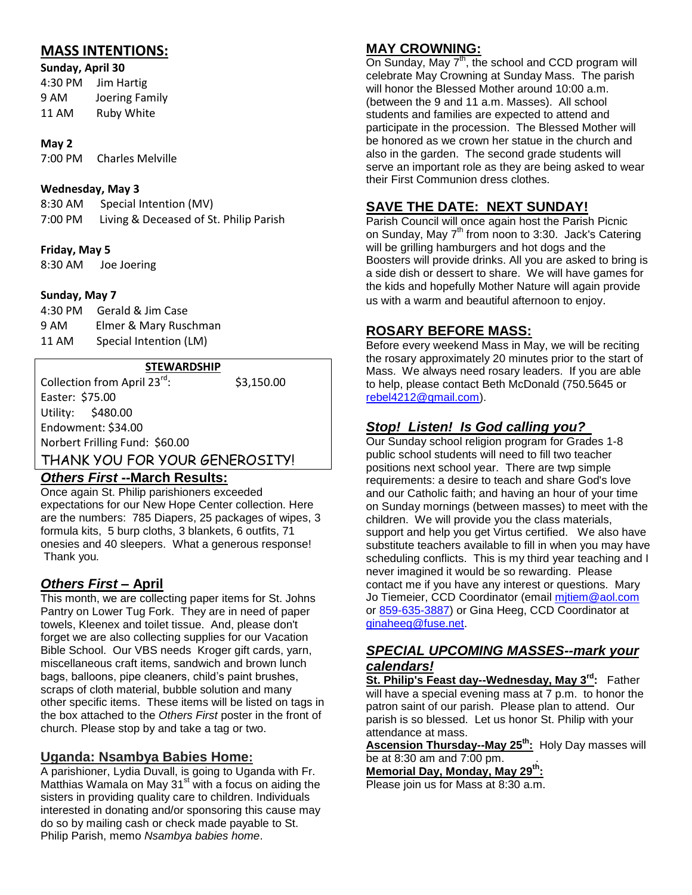## MASS INTENTIONS:

**Sunday, April 30**

4:30 PM Jim Hartig
9 AM Joering Family
11 AM Ruby White

**May 2**

7:00 PM Charles Melville

**Wednesday, May 3**

8:30 AM Special Intention (MV)
7:00 PM Living & Deceased of St. Philip Parish

**Friday, May 5**

8:30 AM Joe Joering

**Sunday, May 7**

4:30 PM Gerald & Jim Case
9 AM Elmer & Mary Ruschman
11 AM Special Intention (LM)

### STEWARDSHIP

Collection from April 23rd: $3,150.00
Easter: $75.00
Utility: $480.00
Endowment: $34.00
Norbert Frilling Fund: $60.00

THANK YOU FOR YOUR GENEROSITY!

## *Others First* --March Results:

Once again St. Philip parishioners exceeded expectations for our New Hope Center collection. Here are the numbers: 785 Diapers, 25 packages of wipes, 3 formula kits, 5 burp cloths, 3 blankets, 6 outfits, 71 onesies and 40 sleepers. What a generous response! Thank you*.*

## *Others First* – April

This month, we are collecting paper items for St. Johns Pantry on Lower Tug Fork. They are in need of paper towels, Kleenex and toilet tissue. And, please don't forget we are also collecting supplies for our Vacation Bible School. Our VBS needs Kroger gift cards, yarn, miscellaneous craft items, sandwich and brown lunch bags, balloons, pipe cleaners, child's paint brushes, scraps of cloth material, bubble solution and many other specific items. These items will be listed on tags in the box attached to the *Others First* poster in the front of church. Please stop by and take a tag or two.

## Uganda: Nsambya Babies Home:

A parishioner, Lydia Duvall, is going to Uganda with Fr. Matthias Wamala on May 31st with a focus on aiding the sisters in providing quality care to children. Individuals interested in donating and/or sponsoring this cause may do so by mailing cash or check made payable to St. Philip Parish, memo *Nsambya babies home*.

## MAY CROWNING:

On Sunday, May 7th, the school and CCD program will celebrate May Crowning at Sunday Mass. The parish will honor the Blessed Mother around 10:00 a.m. (between the 9 and 11 a.m. Masses). All school students and families are expected to attend and participate in the procession. The Blessed Mother will be honored as we crown her statue in the church and also in the garden. The second grade students will serve an important role as they are being asked to wear their First Communion dress clothes.

## SAVE THE DATE: NEXT SUNDAY!

Parish Council will once again host the Parish Picnic on Sunday, May 7th from noon to 3:30. Jack's Catering will be grilling hamburgers and hot dogs and the Boosters will provide drinks. All you are asked to bring is a side dish or dessert to share. We will have games for the kids and hopefully Mother Nature will again provide us with a warm and beautiful afternoon to enjoy.

## ROSARY BEFORE MASS:

Before every weekend Mass in May, we will be reciting the rosary approximately 20 minutes prior to the start of Mass. We always need rosary leaders. If you are able to help, please contact Beth McDonald (750.5645 or rebel4212@gmail.com).

## *Stop! Listen! Is God calling you?*

Our Sunday school religion program for Grades 1-8 public school students will need to fill two teacher positions next school year. There are twp simple requirements: a desire to teach and share God's love and our Catholic faith; and having an hour of your time on Sunday mornings (between masses) to meet with the children. We will provide you the class materials, support and help you get Virtus certified. We also have substitute teachers available to fill in when you may have scheduling conflicts. This is my third year teaching and I never imagined it would be so rewarding. Please contact me if you have any interest or questions. Mary Jo Tiemeier, CCD Coordinator (email mjtiem@aol.com or 859-635-3887) or Gina Heeg, CCD Coordinator at ginaheeg@fuse.net.

## *SPECIAL UPCOMING MASSES--mark your calendars!*

**St. Philip's Feast day--Wednesday, May 3rd:** Father will have a special evening mass at 7 p.m. to honor the patron saint of our parish. Please plan to attend. Our parish is so blessed. Let us honor St. Philip with your attendance at mass.

**Ascension Thursday--May 25th:** Holy Day masses will be at 8:30 am and 7:00 pm.

**Memorial Day, Monday, May 29th:**
Please join us for Mass at 8:30 a.m.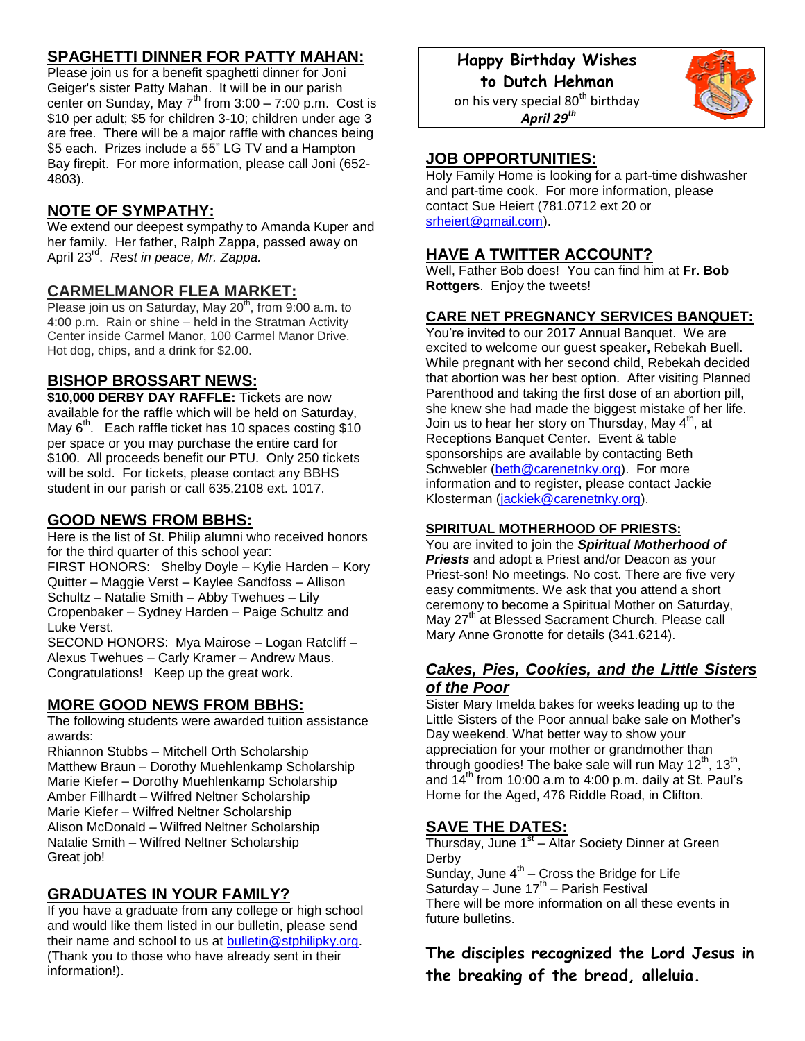## SPAGHETTI DINNER FOR PATTY MAHAN:

Please join us for a benefit spaghetti dinner for Joni Geiger's sister Patty Mahan. It will be in our parish center on Sunday, May 7th from 3:00 – 7:00 p.m. Cost is $10 per adult; $5 for children 3-10; children under age 3 are free. There will be a major raffle with chances being $5 each. Prizes include a 55" LG TV and a Hampton Bay firepit. For more information, please call Joni (652-4803).

## NOTE OF SYMPATHY:

We extend our deepest sympathy to Amanda Kuper and her family. Her father, Ralph Zappa, passed away on April 23rd. *Rest in peace, Mr. Zappa.*

## CARMELMANOR FLEA MARKET:

Please join us on Saturday, May 20th, from 9:00 a.m. to 4:00 p.m. Rain or shine – held in the Stratman Activity Center inside Carmel Manor, 100 Carmel Manor Drive. Hot dog, chips, and a drink for $2.00.

## BISHOP BROSSART NEWS:

**$10,000 DERBY DAY RAFFLE:** Tickets are now available for the raffle which will be held on Saturday, May 6th. Each raffle ticket has 10 spaces costing $10 per space or you may purchase the entire card for $100. All proceeds benefit our PTU. Only 250 tickets will be sold. For tickets, please contact any BBHS student in our parish or call 635.2108 ext. 1017.

## GOOD NEWS FROM BBHS:

Here is the list of St. Philip alumni who received honors for the third quarter of this school year:

FIRST HONORS: Shelby Doyle – Kylie Harden – Kory Quitter – Maggie Verst – Kaylee Sandfoss – Allison Schultz – Natalie Smith – Abby Twehues – Lily Cropenbaker – Sydney Harden – Paige Schultz and Luke Verst.

SECOND HONORS: Mya Mairose – Logan Ratcliff – Alexus Twehues – Carly Kramer – Andrew Maus.

Congratulations! Keep up the great work.

## MORE GOOD NEWS FROM BBHS:

The following students were awarded tuition assistance awards:

Rhiannon Stubbs – Mitchell Orth Scholarship
Matthew Braun – Dorothy Muehlenkamp Scholarship
Marie Kiefer – Dorothy Muehlenkamp Scholarship
Amber Fillhardt – Wilfred Neltner Scholarship
Marie Kiefer – Wilfred Neltner Scholarship
Alison McDonald – Wilfred Neltner Scholarship
Natalie Smith – Wilfred Neltner Scholarship
Great job!

## GRADUATES IN YOUR FAMILY?

If you have a graduate from any college or high school and would like them listed in our bulletin, please send their name and school to us at bulletin@stphilipky.org. (Thank you to those who have already sent in their information!).

**Happy Birthday Wishes to Dutch Hehman**
on his very special 80th birthday
***April 29th***

## JOB OPPORTUNITIES:

Holy Family Home is looking for a part-time dishwasher and part-time cook. For more information, please contact Sue Heiert (781.0712 ext 20 or srheiert@gmail.com).

## HAVE A TWITTER ACCOUNT?

Well, Father Bob does! You can find him at **Fr. Bob Rottgers**. Enjoy the tweets!

## CARE NET PREGNANCY SERVICES BANQUET:

You're invited to our 2017 Annual Banquet. We are excited to welcome our guest speaker**,** Rebekah Buell. While pregnant with her second child, Rebekah decided that abortion was her best option. After visiting Planned Parenthood and taking the first dose of an abortion pill, she knew she had made the biggest mistake of her life. Join us to hear her story on Thursday, May 4th, at Receptions Banquet Center. Event & table sponsorships are available by contacting Beth Schwebler (beth@carenetnky.org). For more information and to register, please contact Jackie Klosterman (jackiek@carenetnky.org).

### SPIRITUAL MOTHERHOOD OF PRIESTS:

You are invited to join the ***Spiritual Motherhood of Priests*** and adopt a Priest and/or Deacon as your Priest-son! No meetings. No cost. There are five very easy commitments. We ask that you attend a short ceremony to become a Spiritual Mother on Saturday, May 27th at Blessed Sacrament Church. Please call Mary Anne Gronotte for details (341.6214).

## *Cakes, Pies, Cookies, and the Little Sisters of the Poor*

Sister Mary Imelda bakes for weeks leading up to the Little Sisters of the Poor annual bake sale on Mother's Day weekend. What better way to show your appreciation for your mother or grandmother than through goodies! The bake sale will run May 12th, 13th, and 14th from 10:00 a.m to 4:00 p.m. daily at St. Paul's Home for the Aged, 476 Riddle Road, in Clifton.

## SAVE THE DATES:

Thursday, June 1st – Altar Society Dinner at Green Derby
Sunday, June 4th – Cross the Bridge for Life
Saturday – June 17th – Parish Festival
There will be more information on all these events in future bulletins.

**The disciples recognized the Lord Jesus in the breaking of the bread, alleluia.**